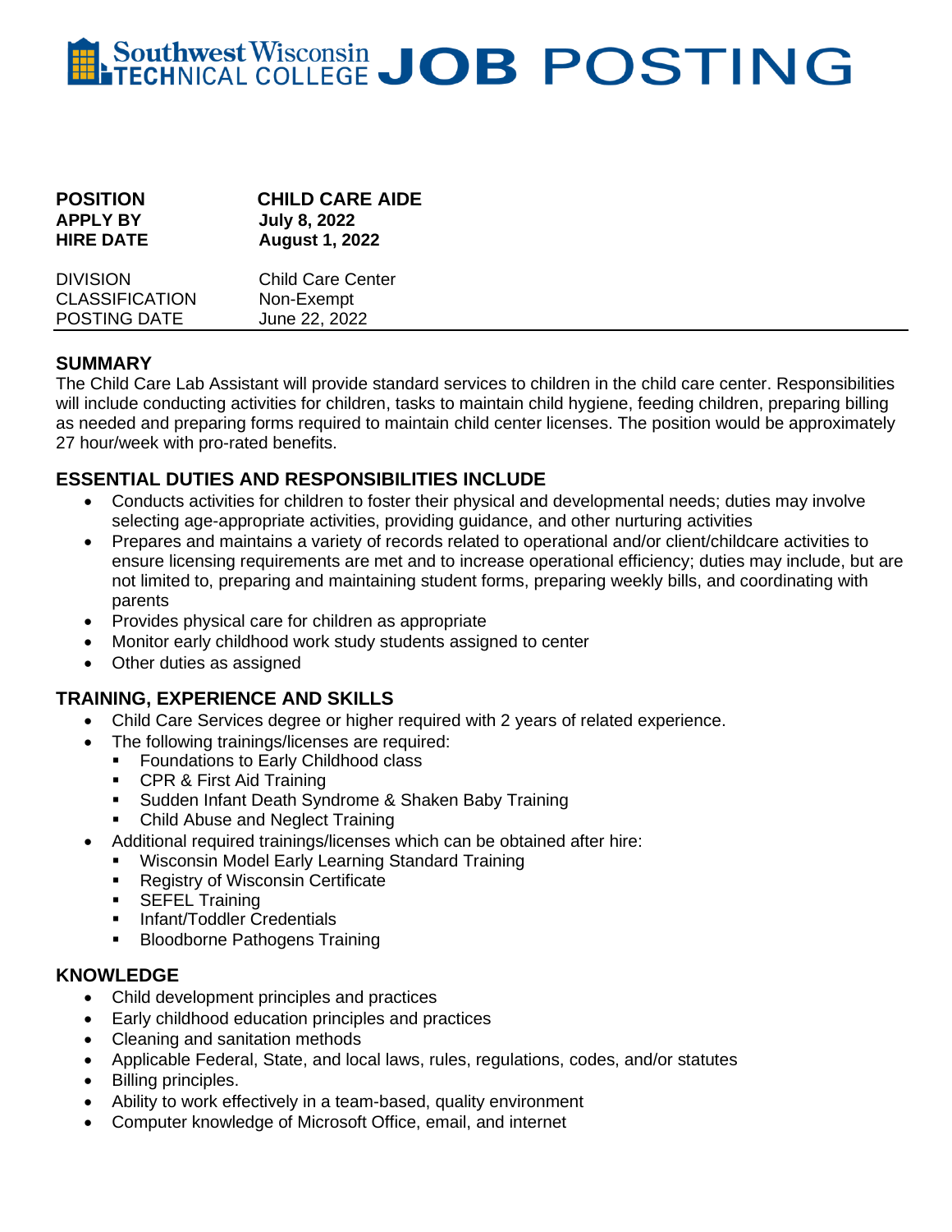# Southwest Wisconsin TECHNICAL COLLEGE JOB POSTING

| | |
|---|---|
| **POSITION** | **CHILD CARE AIDE** |
| **APPLY BY** | **July 8, 2022** |
| **HIRE DATE** | **August 1, 2022** |
| DIVISION | Child Care Center |
| CLASSIFICATION | Non-Exempt |
| POSTING DATE | June 22, 2022 |

## SUMMARY

The Child Care Lab Assistant will provide standard services to children in the child care center. Responsibilities will include conducting activities for children, tasks to maintain child hygiene, feeding children, preparing billing as needed and preparing forms required to maintain child center licenses. The position would be approximately 27 hour/week with pro-rated benefits.

## ESSENTIAL DUTIES AND RESPONSIBILITIES INCLUDE

- Conducts activities for children to foster their physical and developmental needs; duties may involve selecting age-appropriate activities, providing guidance, and other nurturing activities
- Prepares and maintains a variety of records related to operational and/or client/childcare activities to ensure licensing requirements are met and to increase operational efficiency; duties may include, but are not limited to, preparing and maintaining student forms, preparing weekly bills, and coordinating with parents
- Provides physical care for children as appropriate
- Monitor early childhood work study students assigned to center
- Other duties as assigned

## TRAINING, EXPERIENCE AND SKILLS

- Child Care Services degree or higher required with 2 years of related experience.
- The following trainings/licenses are required:
  - Foundations to Early Childhood class
  - CPR & First Aid Training
  - Sudden Infant Death Syndrome & Shaken Baby Training
  - Child Abuse and Neglect Training
- Additional required trainings/licenses which can be obtained after hire:
  - Wisconsin Model Early Learning Standard Training
  - Registry of Wisconsin Certificate
  - SEFEL Training
  - Infant/Toddler Credentials
  - Bloodborne Pathogens Training

## KNOWLEDGE

- Child development principles and practices
- Early childhood education principles and practices
- Cleaning and sanitation methods
- Applicable Federal, State, and local laws, rules, regulations, codes, and/or statutes
- Billing principles.
- Ability to work effectively in a team-based, quality environment
- Computer knowledge of Microsoft Office, email, and internet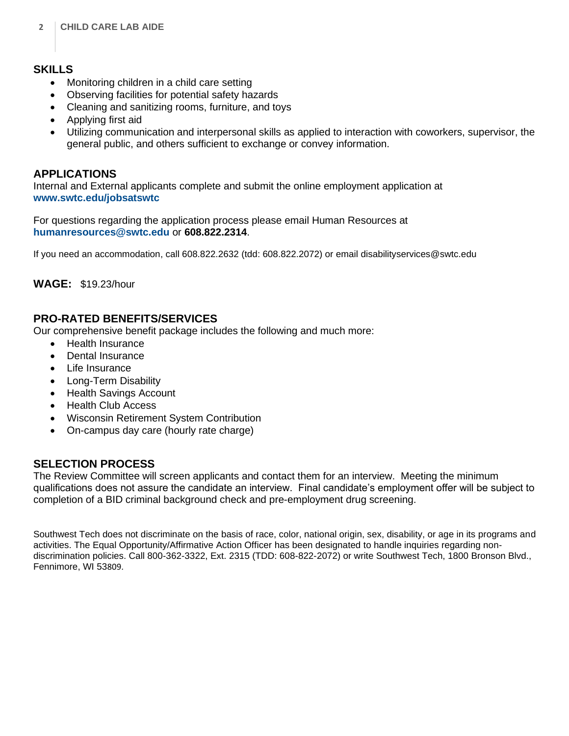## SKILLS

- Monitoring children in a child care setting
- Observing facilities for potential safety hazards
- Cleaning and sanitizing rooms, furniture, and toys
- Applying first aid
- Utilizing communication and interpersonal skills as applied to interaction with coworkers, supervisor, the general public, and others sufficient to exchange or convey information.

## APPLICATIONS

Internal and External applicants complete and submit the online employment application at **www.swtc.edu/jobsatswtc**

For questions regarding the application process please email Human Resources at **humanresources@swtc.edu** or **608.822.2314**.

If you need an accommodation, call 608.822.2632 (tdd: 608.822.2072) or email disabilityservices@swtc.edu

**WAGE:** $19.23/hour

## PRO-RATED BENEFITS/SERVICES

Our comprehensive benefit package includes the following and much more:

- Health Insurance
- Dental Insurance
- Life Insurance
- Long-Term Disability
- Health Savings Account
- Health Club Access
- Wisconsin Retirement System Contribution
- On-campus day care (hourly rate charge)

## SELECTION PROCESS

The Review Committee will screen applicants and contact them for an interview. Meeting the minimum qualifications does not assure the candidate an interview. Final candidate's employment offer will be subject to completion of a BID criminal background check and pre-employment drug screening.

Southwest Tech does not discriminate on the basis of race, color, national origin, sex, disability, or age in its programs and activities. The Equal Opportunity/Affirmative Action Officer has been designated to handle inquiries regarding non-discrimination policies. Call 800-362-3322, Ext. 2315 (TDD: 608-822-2072) or write Southwest Tech, 1800 Bronson Blvd., Fennimore, WI 53809.